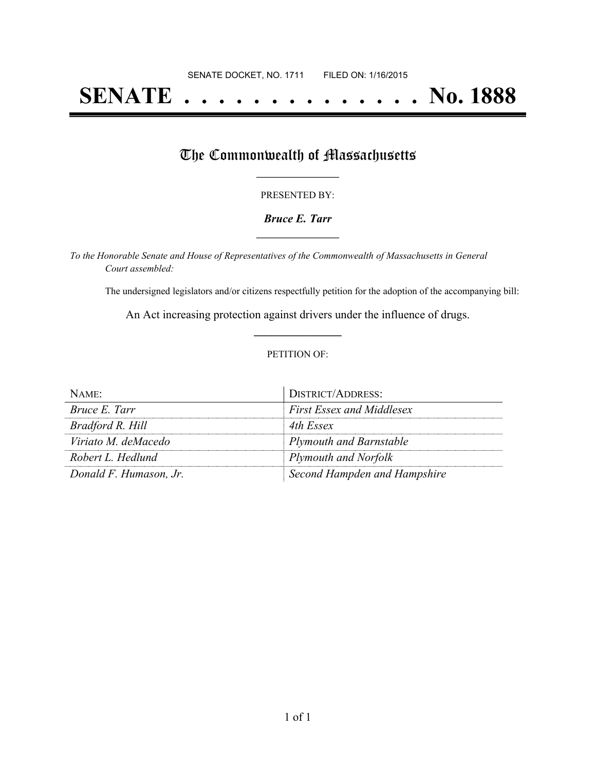SENATE DOCKET, NO. 1711        FILED ON: 1/16/2015

# SENATE . . . . . . . . . . . . . . . No. 1888

## The Commonwealth of Massachusetts

PRESENTED BY:

***Bruce E. Tarr***

*To the Honorable Senate and House of Representatives of the Commonwealth of Massachusetts in General Court assembled:*

The undersigned legislators and/or citizens respectfully petition for the adoption of the accompanying bill:

An Act increasing protection against drivers under the influence of drugs.

PETITION OF:

| NAME: | DISTRICT/ADDRESS: |
|---|---|
| *Bruce E. Tarr* | *First Essex and Middlesex* |
| *Bradford R. Hill* | *4th Essex* |
| *Viriato M. deMacedo* | *Plymouth and Barnstable* |
| *Robert L. Hedlund* | *Plymouth and Norfolk* |
| *Donald F. Humason, Jr.* | *Second Hampden and Hampshire* |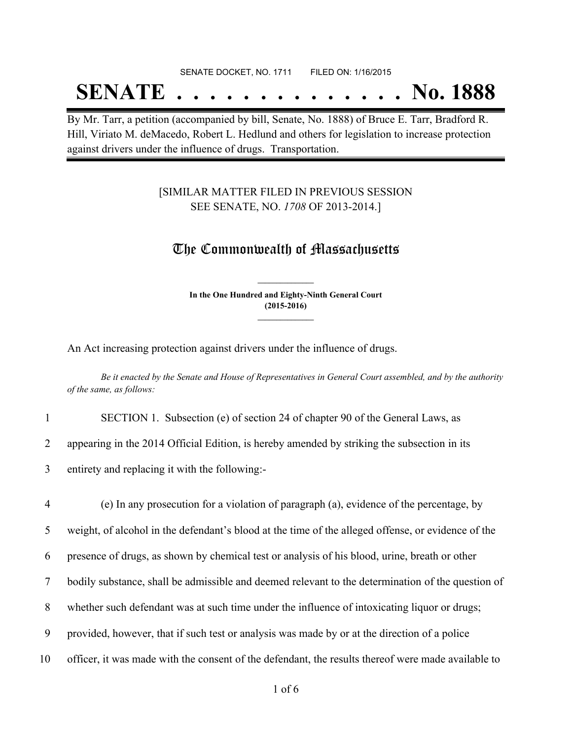SENATE DOCKET, NO. 1711 FILED ON: 1/16/2015

# SENATE . . . . . . . . . . . . . . No. 1888

By Mr. Tarr, a petition (accompanied by bill, Senate, No. 1888) of Bruce E. Tarr, Bradford R. Hill, Viriato M. deMacedo, Robert L. Hedlund and others for legislation to increase protection against drivers under the influence of drugs. Transportation.

[SIMILAR MATTER FILED IN PREVIOUS SESSION
SEE SENATE, NO. *1708* OF 2013-2014.]

## The Commonwealth of Massachusetts

**In the One Hundred and Eighty-Ninth General Court**
**(2015-2016)**

An Act increasing protection against drivers under the influence of drugs.

*Be it enacted by the Senate and House of Representatives in General Court assembled, and by the authority of the same, as follows:*

1 SECTION 1. Subsection (e) of section 24 of chapter 90 of the General Laws, as
2 appearing in the 2014 Official Edition, is hereby amended by striking the subsection in its
3 entirety and replacing it with the following:-

4 (e) In any prosecution for a violation of paragraph (a), evidence of the percentage, by
5 weight, of alcohol in the defendant's blood at the time of the alleged offense, or evidence of the
6 presence of drugs, as shown by chemical test or analysis of his blood, urine, breath or other
7 bodily substance, shall be admissible and deemed relevant to the determination of the question of
8 whether such defendant was at such time under the influence of intoxicating liquor or drugs;
9 provided, however, that if such test or analysis was made by or at the direction of a police
10 officer, it was made with the consent of the defendant, the results thereof were made available to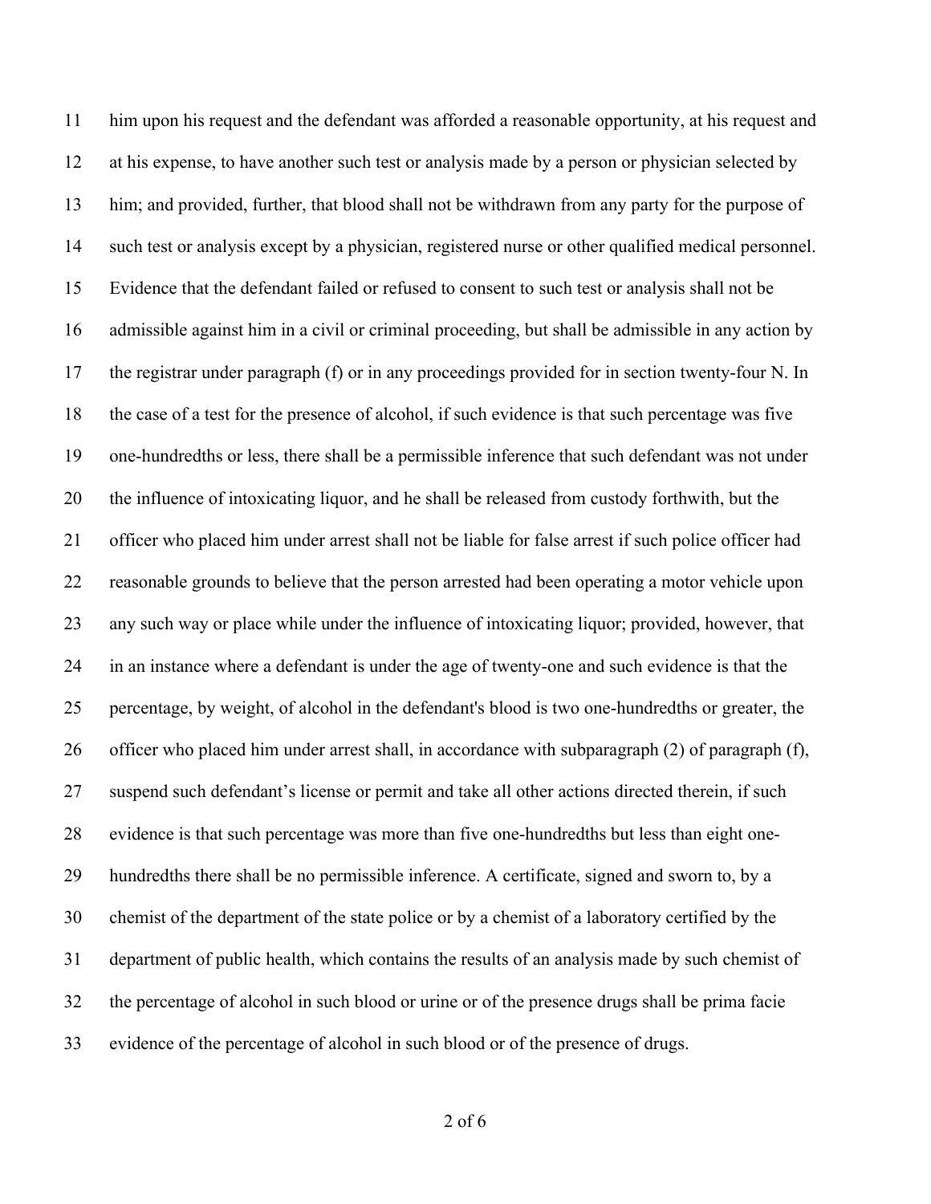11 him upon his request and the defendant was afforded a reasonable opportunity, at his request and
12 at his expense, to have another such test or analysis made by a person or physician selected by
13 him; and provided, further, that blood shall not be withdrawn from any party for the purpose of
14 such test or analysis except by a physician, registered nurse or other qualified medical personnel.
15 Evidence that the defendant failed or refused to consent to such test or analysis shall not be
16 admissible against him in a civil or criminal proceeding, but shall be admissible in any action by
17 the registrar under paragraph (f) or in any proceedings provided for in section twenty-four N. In
18 the case of a test for the presence of alcohol, if such evidence is that such percentage was five
19 one-hundredths or less, there shall be a permissible inference that such defendant was not under
20 the influence of intoxicating liquor, and he shall be released from custody forthwith, but the
21 officer who placed him under arrest shall not be liable for false arrest if such police officer had
22 reasonable grounds to believe that the person arrested had been operating a motor vehicle upon
23 any such way or place while under the influence of intoxicating liquor; provided, however, that
24 in an instance where a defendant is under the age of twenty-one and such evidence is that the
25 percentage, by weight, of alcohol in the defendant's blood is two one-hundredths or greater, the
26 officer who placed him under arrest shall, in accordance with subparagraph (2) of paragraph (f),
27 suspend such defendant's license or permit and take all other actions directed therein, if such
28 evidence is that such percentage was more than five one-hundredths but less than eight one-
29 hundredths there shall be no permissible inference. A certificate, signed and sworn to, by a
30 chemist of the department of the state police or by a chemist of a laboratory certified by the
31 department of public health, which contains the results of an analysis made by such chemist of
32 the percentage of alcohol in such blood or urine or of the presence drugs shall be prima facie
33 evidence of the percentage of alcohol in such blood or of the presence of drugs.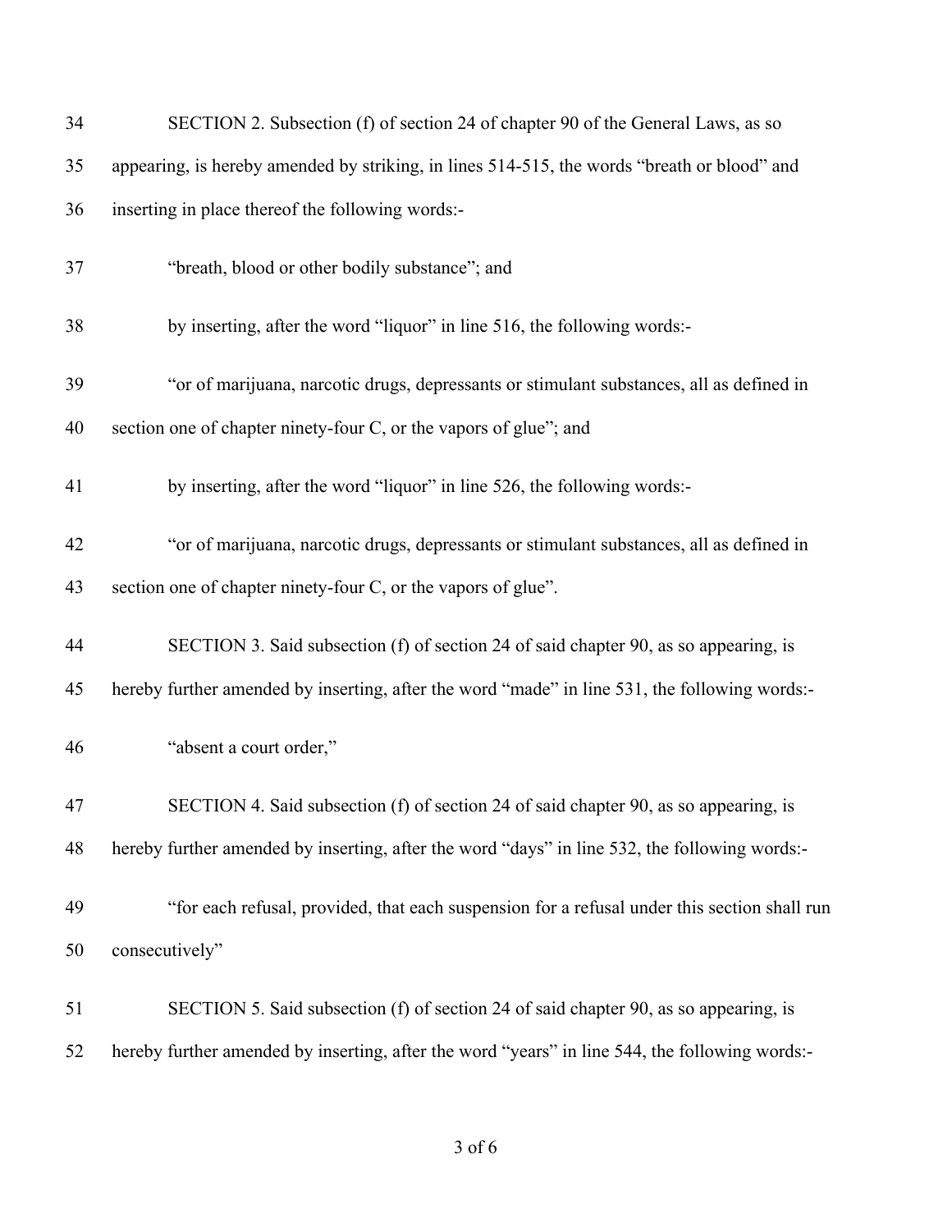SECTION 2. Subsection (f) of section 24 of chapter 90 of the General Laws, as so appearing, is hereby amended by striking, in lines 514-515, the words "breath or blood" and inserting in place thereof the following words:-

"breath, blood or other bodily substance"; and

by inserting, after the word "liquor" in line 516, the following words:-

"or of marijuana, narcotic drugs, depressants or stimulant substances, all as defined in section one of chapter ninety-four C, or the vapors of glue"; and

by inserting, after the word "liquor" in line 526, the following words:-

"or of marijuana, narcotic drugs, depressants or stimulant substances, all as defined in section one of chapter ninety-four C, or the vapors of glue".

SECTION 3. Said subsection (f) of section 24 of said chapter 90, as so appearing, is hereby further amended by inserting, after the word "made" in line 531, the following words:-

"absent a court order,"

SECTION 4. Said subsection (f) of section 24 of said chapter 90, as so appearing, is hereby further amended by inserting, after the word "days" in line 532, the following words:-

"for each refusal, provided, that each suspension for a refusal under this section shall run consecutively"

SECTION 5. Said subsection (f) of section 24 of said chapter 90, as so appearing, is hereby further amended by inserting, after the word "years" in line 544, the following words:-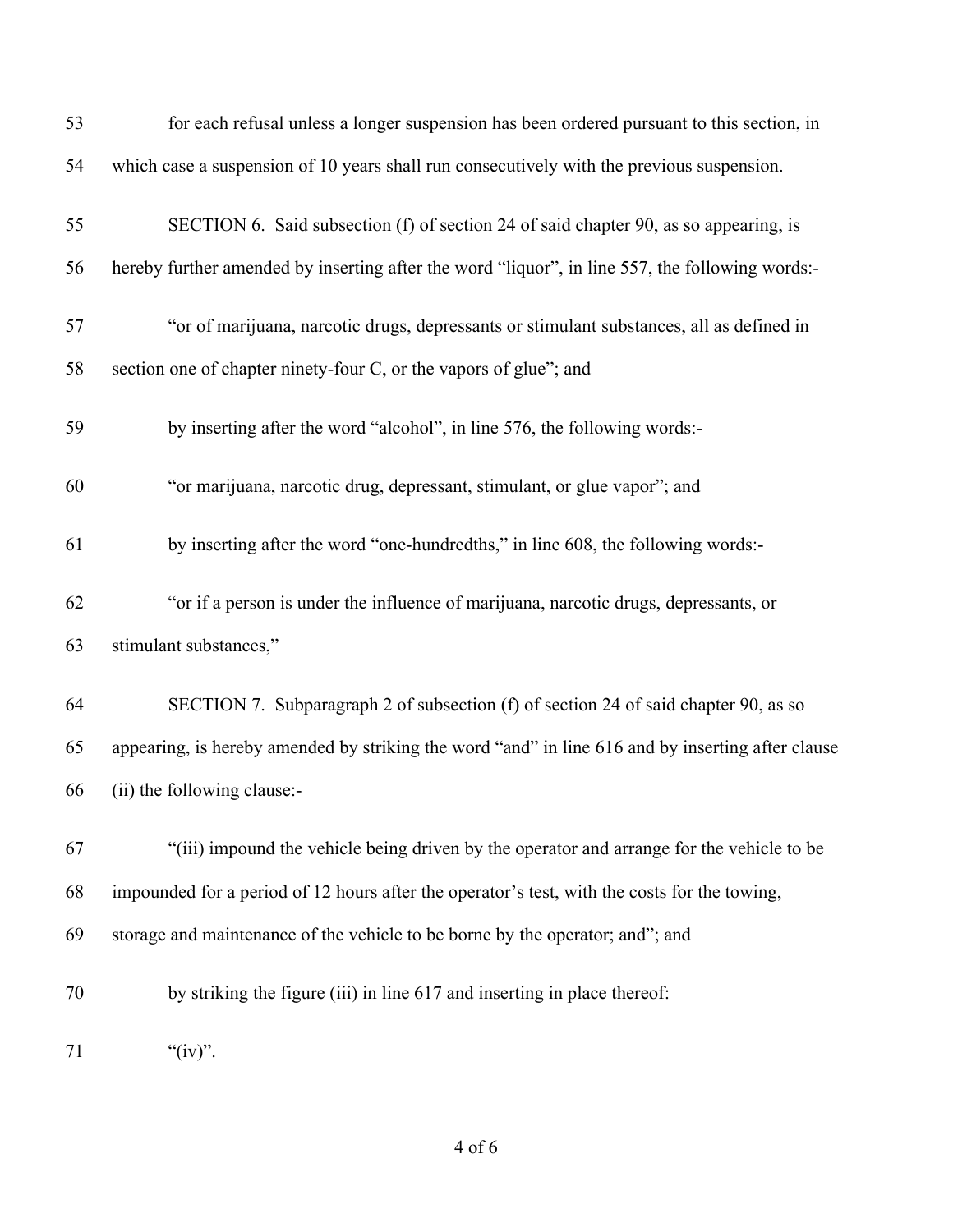53 for each refusal unless a longer suspension has been ordered pursuant to this section, in

54 which case a suspension of 10 years shall run consecutively with the previous suspension.

55 SECTION 6. Said subsection (f) of section 24 of said chapter 90, as so appearing, is

56 hereby further amended by inserting after the word "liquor", in line 557, the following words:-

57 "or of marijuana, narcotic drugs, depressants or stimulant substances, all as defined in

58 section one of chapter ninety-four C, or the vapors of glue"; and

59 by inserting after the word "alcohol", in line 576, the following words:-

60 "or marijuana, narcotic drug, depressant, stimulant, or glue vapor"; and

61 by inserting after the word "one-hundredths," in line 608, the following words:-

62 "or if a person is under the influence of marijuana, narcotic drugs, depressants, or

63 stimulant substances,"

64 SECTION 7. Subparagraph 2 of subsection (f) of section 24 of said chapter 90, as so

65 appearing, is hereby amended by striking the word "and" in line 616 and by inserting after clause

66 (ii) the following clause:-

67 "(iii) impound the vehicle being driven by the operator and arrange for the vehicle to be

68 impounded for a period of 12 hours after the operator's test, with the costs for the towing,

69 storage and maintenance of the vehicle to be borne by the operator; and"; and

70 by striking the figure (iii) in line 617 and inserting in place thereof:

71 "(iv)".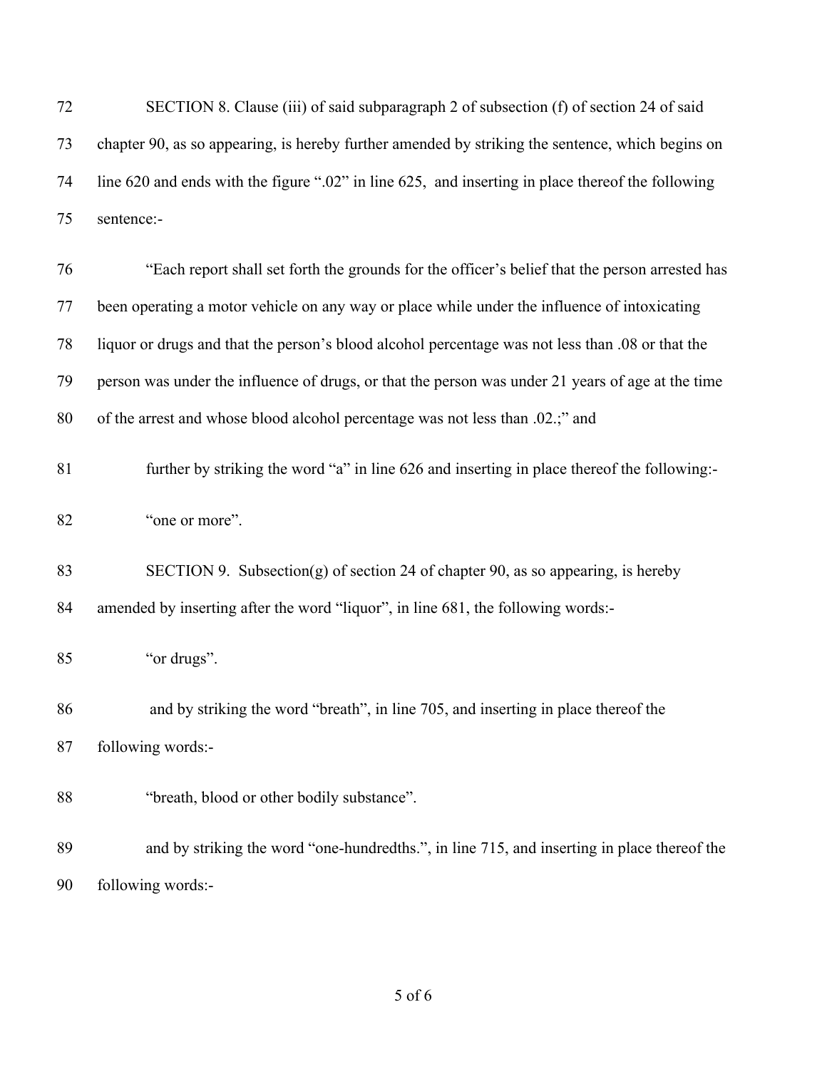SECTION 8. Clause (iii) of said subparagraph 2 of subsection (f) of section 24 of said chapter 90, as so appearing, is hereby further amended by striking the sentence, which begins on line 620 and ends with the figure ".02" in line 625, and inserting in place thereof the following sentence:-

"Each report shall set forth the grounds for the officer's belief that the person arrested has been operating a motor vehicle on any way or place while under the influence of intoxicating liquor or drugs and that the person's blood alcohol percentage was not less than .08 or that the person was under the influence of drugs, or that the person was under 21 years of age at the time of the arrest and whose blood alcohol percentage was not less than .02.;" and

further by striking the word "a" in line 626 and inserting in place thereof the following:-

"one or more".

SECTION 9. Subsection(g) of section 24 of chapter 90, as so appearing, is hereby amended by inserting after the word "liquor", in line 681, the following words:-

"or drugs".

and by striking the word "breath", in line 705, and inserting in place thereof the following words:-

"breath, blood or other bodily substance".

and by striking the word "one-hundredths.", in line 715, and inserting in place thereof the following words:-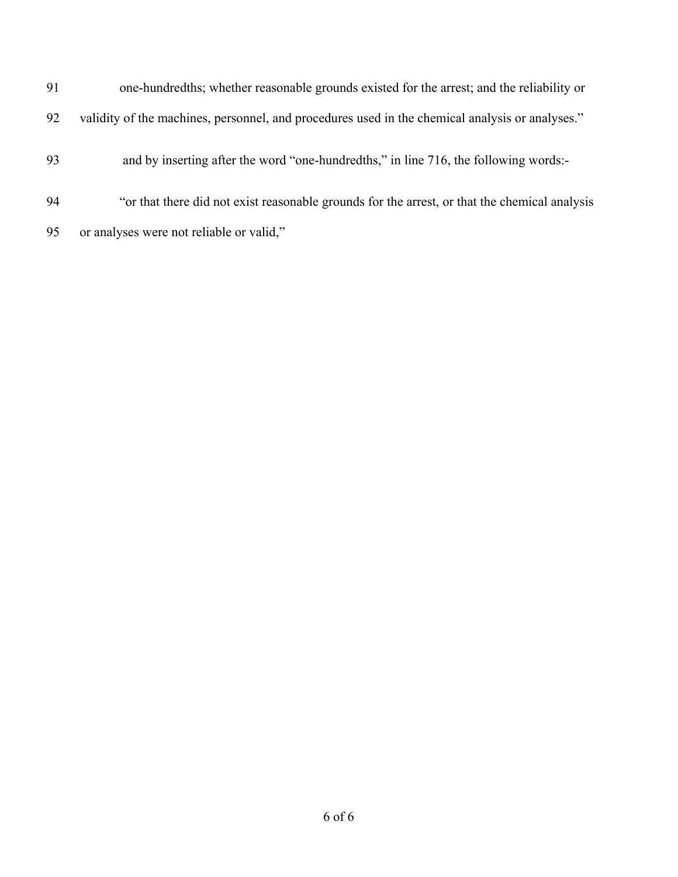91 one-hundredths; whether reasonable grounds existed for the arrest; and the reliability or

92 validity of the machines, personnel, and procedures used in the chemical analysis or analyses."

93 and by inserting after the word "one-hundredths," in line 716, the following words:-

94 "or that there did not exist reasonable grounds for the arrest, or that the chemical analysis

95 or analyses were not reliable or valid,"